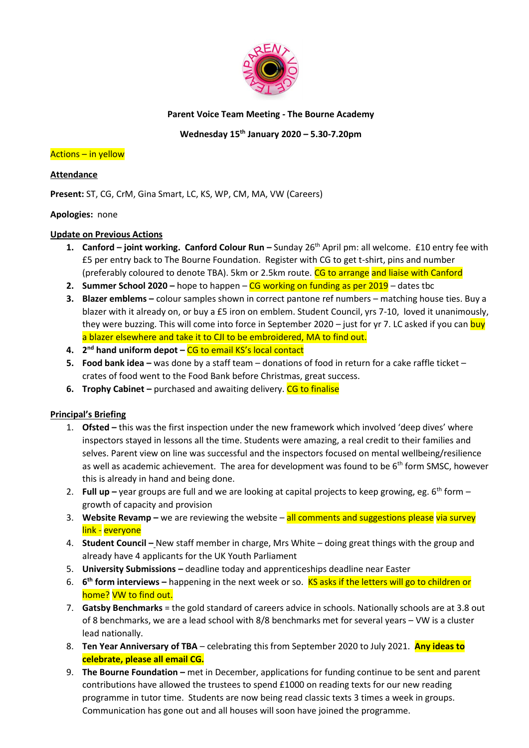**Parent Voice Team Meeting - The Bourne Academy**

**Wednesday 15th January 2020 – 5.30-7.20pm**

Actions – in yellow

**Attendance**

**Present:** ST, CG, CrM, Gina Smart, LC, KS, WP, CM, MA, VW (Careers)

**Apologies:** none

**Update on Previous Actions**

1. **Canford – joint working. Canford Colour Run –** Sunday 26th April pm: all welcome. £10 entry fee with £5 per entry back to The Bourne Foundation. Register with CG to get t-shirt, pins and number (preferably coloured to denote TBA). 5km or 2.5km route. CG to arrange and liaise with Canford
2. **Summer School 2020 –** hope to happen – CG working on funding as per 2019 – dates tbc
3. **Blazer emblems –** colour samples shown in correct pantone ref numbers – matching house ties. Buy a blazer with it already on, or buy a £5 iron on emblem. Student Council, yrs 7-10, loved it unanimously, they were buzzing. This will come into force in September 2020 – just for yr 7. LC asked if you can buy a blazer elsewhere and take it to CJI to be embroidered, MA to find out.
4. **2nd hand uniform depot –** CG to email KS's local contact
5. **Food bank idea –** was done by a staff team – donations of food in return for a cake raffle ticket – crates of food went to the Food Bank before Christmas, great success.
6. **Trophy Cabinet –** purchased and awaiting delivery. CG to finalise

**Principal's Briefing**

1. **Ofsted –** this was the first inspection under the new framework which involved 'deep dives' where inspectors stayed in lessons all the time. Students were amazing, a real credit to their families and selves. Parent view on line was successful and the inspectors focused on mental wellbeing/resilience as well as academic achievement. The area for development was found to be 6th form SMSC, however this is already in hand and being done.
2. **Full up –** year groups are full and we are looking at capital projects to keep growing, eg. 6th form – growth of capacity and provision
3. **Website Revamp –** we are reviewing the website – all comments and suggestions please via survey link - everyone
4. **Student Council –** New staff member in charge, Mrs White – doing great things with the group and already have 4 applicants for the UK Youth Parliament
5. **University Submissions –** deadline today and apprenticeships deadline near Easter
6. **6th form interviews –** happening in the next week or so. KS asks if the letters will go to children or home? VW to find out.
7. **Gatsby Benchmarks** = the gold standard of careers advice in schools. Nationally schools are at 3.8 out of 8 benchmarks, we are a lead school with 8/8 benchmarks met for several years – VW is a cluster lead nationally.
8. **Ten Year Anniversary of TBA** – celebrating this from September 2020 to July 2021. **Any ideas to celebrate, please all email CG.**
9. **The Bourne Foundation –** met in December, applications for funding continue to be sent and parent contributions have allowed the trustees to spend £1000 on reading texts for our new reading programme in tutor time. Students are now being read classic texts 3 times a week in groups. Communication has gone out and all houses will soon have joined the programme.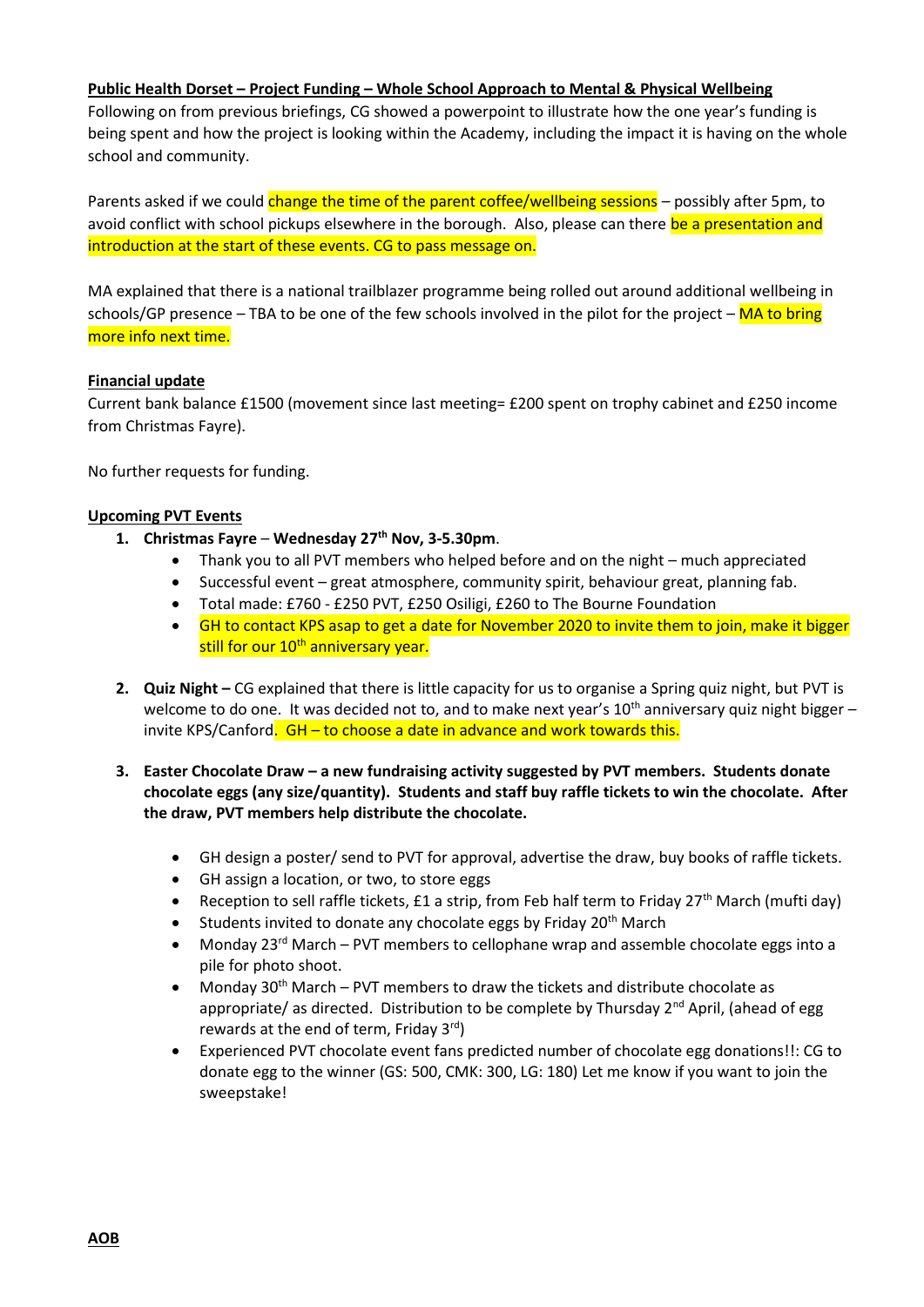**<u>Public Health Dorset – Project Funding – Whole School Approach to Mental & Physical Wellbeing</u>**

Following on from previous briefings, CG showed a powerpoint to illustrate how the one year's funding is being spent and how the project is looking within the Academy, including the impact it is having on the whole school and community.

Parents asked if we could change the time of the parent coffee/wellbeing sessions – possibly after 5pm, to avoid conflict with school pickups elsewhere in the borough. Also, please can there be a presentation and introduction at the start of these events. CG to pass message on.

MA explained that there is a national trailblazer programme being rolled out around additional wellbeing in schools/GP presence – TBA to be one of the few schools involved in the pilot for the project – MA to bring more info next time.

**<u>Financial update</u>**

Current bank balance £1500 (movement since last meeting= £200 spent on trophy cabinet and £250 income from Christmas Fayre).

No further requests for funding.

**<u>Upcoming PVT Events</u>**

1. **Christmas Fayre** – **Wednesday 27th Nov, 3-5.30pm**.
   - Thank you to all PVT members who helped before and on the night – much appreciated
   - Successful event – great atmosphere, community spirit, behaviour great, planning fab.
   - Total made: £760 - £250 PVT, £250 Osiligi, £260 to The Bourne Foundation
   - GH to contact KPS asap to get a date for November 2020 to invite them to join, make it bigger still for our 10th anniversary year.

2. **Quiz Night –** CG explained that there is little capacity for us to organise a Spring quiz night, but PVT is welcome to do one. It was decided not to, and to make next year's 10th anniversary quiz night bigger – invite KPS/Canford. GH – to choose a date in advance and work towards this.

3. **Easter Chocolate Draw – a new fundraising activity suggested by PVT members. Students donate chocolate eggs (any size/quantity). Students and staff buy raffle tickets to win the chocolate. After the draw, PVT members help distribute the chocolate.**

   - GH design a poster/ send to PVT for approval, advertise the draw, buy books of raffle tickets.
   - GH assign a location, or two, to store eggs
   - Reception to sell raffle tickets, £1 a strip, from Feb half term to Friday 27th March (mufti day)
   - Students invited to donate any chocolate eggs by Friday 20th March
   - Monday 23rd March – PVT members to cellophane wrap and assemble chocolate eggs into a pile for photo shoot.
   - Monday 30th March – PVT members to draw the tickets and distribute chocolate as appropriate/ as directed. Distribution to be complete by Thursday 2nd April, (ahead of egg rewards at the end of term, Friday 3rd)
   - Experienced PVT chocolate event fans predicted number of chocolate egg donations!!: CG to donate egg to the winner (GS: 500, CMK: 300, LG: 180) Let me know if you want to join the sweepstake!

**<u>AOB</u>**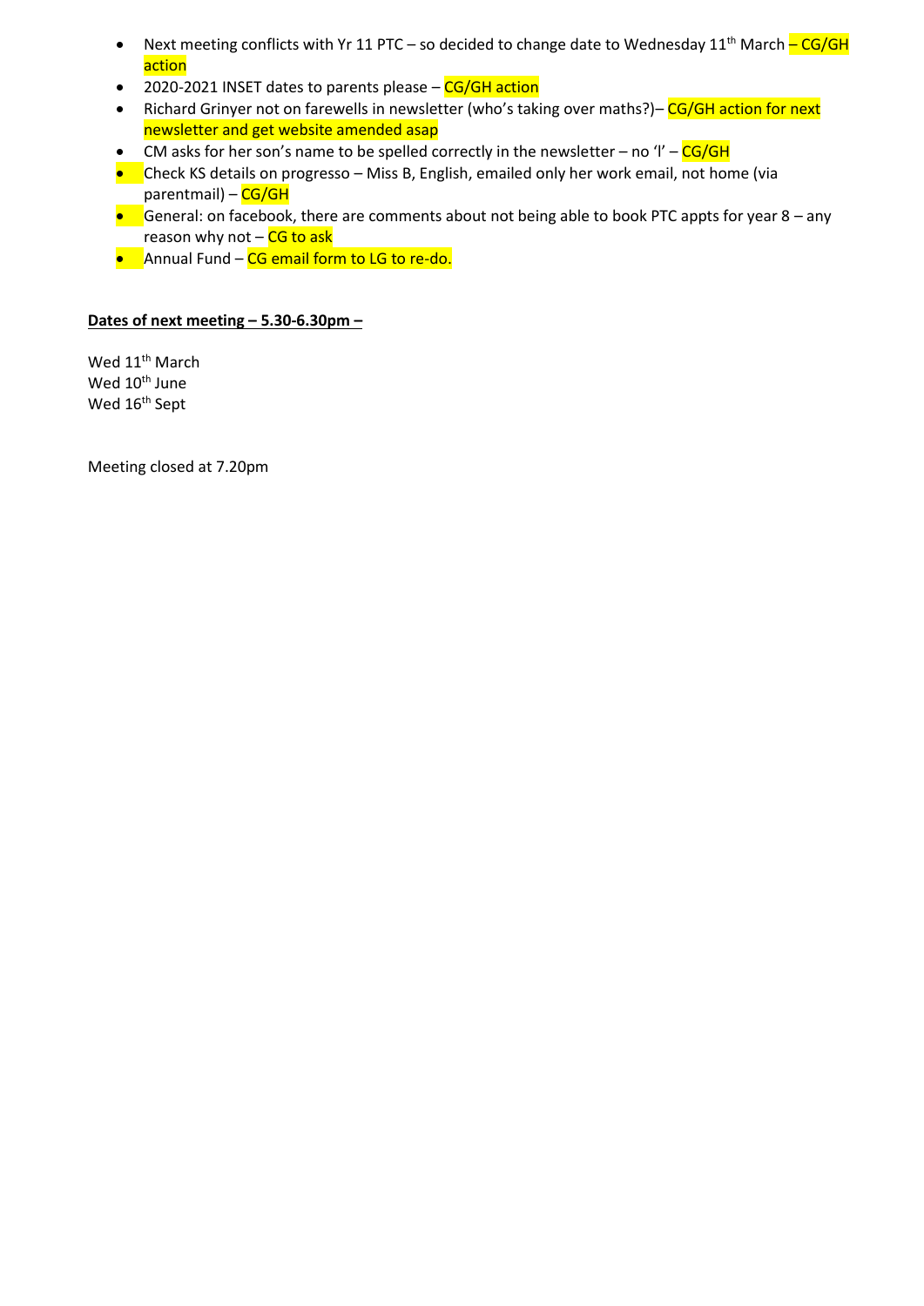- Next meeting conflicts with Yr 11 PTC – so decided to change date to Wednesday 11th March – CG/GH action
- 2020-2021 INSET dates to parents please – CG/GH action
- Richard Grinyer not on farewells in newsletter (who's taking over maths?)– CG/GH action for next newsletter and get website amended asap
- CM asks for her son's name to be spelled correctly in the newsletter – no 'l' – CG/GH
- Check KS details on progresso – Miss B, English, emailed only her work email, not home (via parentmail) – CG/GH
- General: on facebook, there are comments about not being able to book PTC appts for year 8 – any reason why not – CG to ask
- Annual Fund – CG email form to LG to re-do.

**Dates of next meeting – 5.30-6.30pm –**

Wed 11th March
Wed 10th June
Wed 16th Sept

Meeting closed at 7.20pm